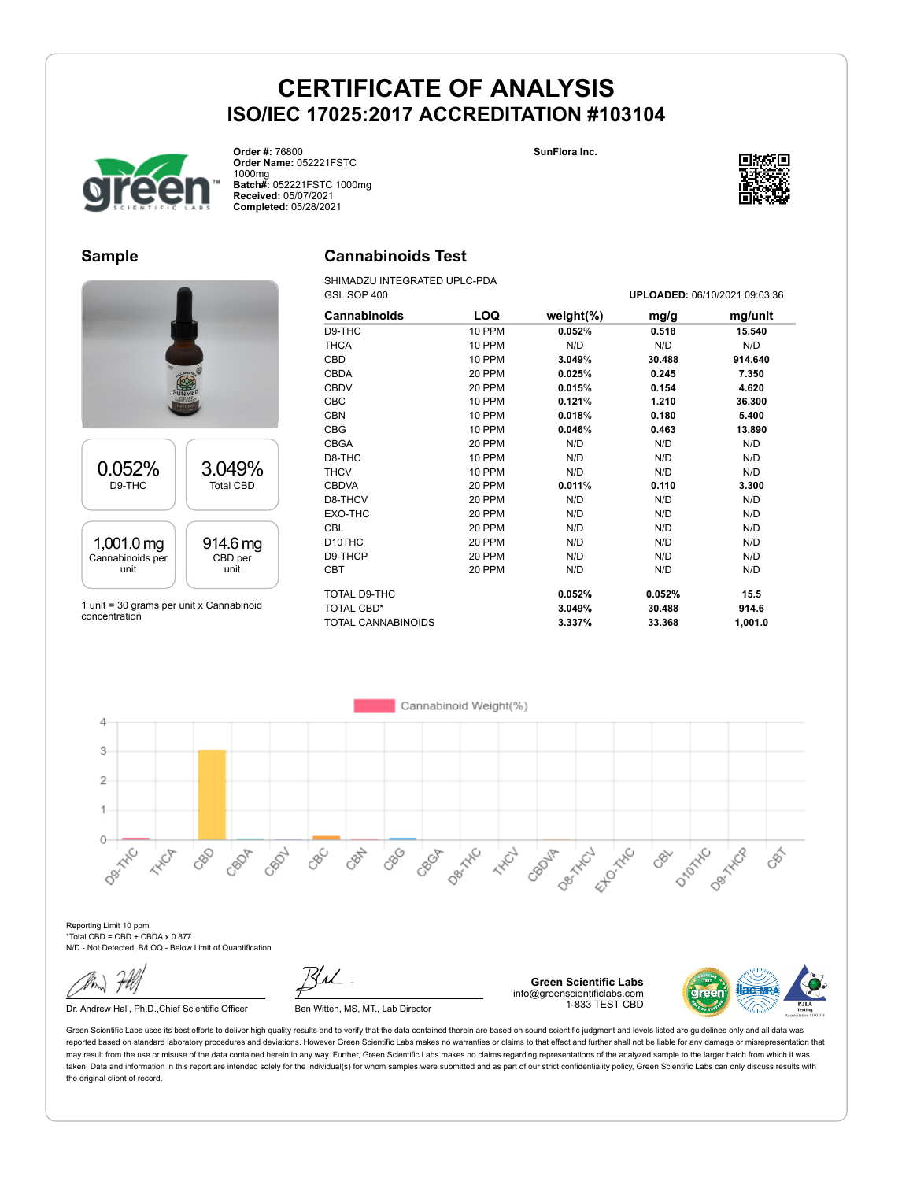# CERTIFICATE OF ANALYSIS

## ISO/IEC 17025:2017 ACCREDITATION #103104

**Order #:** 76800
**Order Name:** 052221FSTC 1000mg
**Batch#:** 052221FSTC 1000mg
**Received:** 05/07/2021
**Completed:** 05/28/2021

**SunFlora Inc.**

## Sample

0.052%
D9-THC

3.049%
Total CBD

1,001.0 mg
Cannabinoids per unit

914.6 mg
CBD per unit

1 unit = 30 grams per unit x Cannabinoid concentration

## Cannabinoids Test

SHIMADZU INTEGRATED UPLC-PDA
GSL SOP 400

**UPLOADED:** 06/10/2021 09:03:36

| Cannabinoids | LOQ | weight(%) | mg/g | mg/unit |
|---|---|---|---|---|
| D9-THC | 10 PPM | **0.052%** | **0.518** | **15.540** |
| THCA | 10 PPM | N/D | N/D | N/D |
| CBD | 10 PPM | **3.049%** | **30.488** | **914.640** |
| CBDA | 20 PPM | **0.025%** | **0.245** | **7.350** |
| CBDV | 20 PPM | **0.015%** | **0.154** | **4.620** |
| CBC | 10 PPM | **0.121%** | **1.210** | **36.300** |
| CBN | 10 PPM | **0.018%** | **0.180** | **5.400** |
| CBG | 10 PPM | **0.046%** | **0.463** | **13.890** |
| CBGA | 20 PPM | N/D | N/D | N/D |
| D8-THC | 10 PPM | N/D | N/D | N/D |
| THCV | 10 PPM | N/D | N/D | N/D |
| CBDVA | 20 PPM | **0.011%** | **0.110** | **3.300** |
| D8-THCV | 20 PPM | N/D | N/D | N/D |
| EXO-THC | 20 PPM | N/D | N/D | N/D |
| CBL | 20 PPM | N/D | N/D | N/D |
| D10THC | 20 PPM | N/D | N/D | N/D |
| D9-THCP | 20 PPM | N/D | N/D | N/D |
| CBT | 20 PPM | N/D | N/D | N/D |
| TOTAL D9-THC | | **0.052%** | **0.052%** | **15.5** |
| TOTAL CBD* | | **3.049%** | **30.488** | **914.6** |
| TOTAL CANNABINOIDS | | **3.337%** | **33.368** | **1,001.0** |

Cannabinoid Weight(%)

4
3
2
1
0

D9-THC THCA CBD CBDA CBDV CBC CBN CBG CBGA D8-THC THCV CBDVA D8-THCV EXO-THC CBL D10THC D9-THCP CBT

Reporting Limit 10 ppm
*Total CBD = CBD + CBDA x 0.877
N/D - Not Detected, B/LOQ - Below Limit of Quantification

Dr. Andrew Hall, Ph.D.,Chief Scientific Officer

Ben Witten, MS, MT., Lab Director

**Green Scientific Labs**
info@greenscientificlabs.com
1-833 TEST CBD

Green Scientific Labs uses its best efforts to deliver high quality results and to verify that the data contained therein are based on sound scientific judgment and levels listed are guidelines only and all data was reported based on standard laboratory procedures and deviations. However Green Scientific Labs makes no warranties or claims to that effect and further shall not be liable for any damage or misrepresentation that may result from the use or misuse of the data contained herein in any way. Further, Green Scientific Labs makes no claims regarding representations of the analyzed sample to the larger batch from which it was taken. Data and information in this report are intended solely for the individual(s) for whom samples were submitted and as part of our strict confidentiality policy, Green Scientific Labs can only discuss results with the original client of record.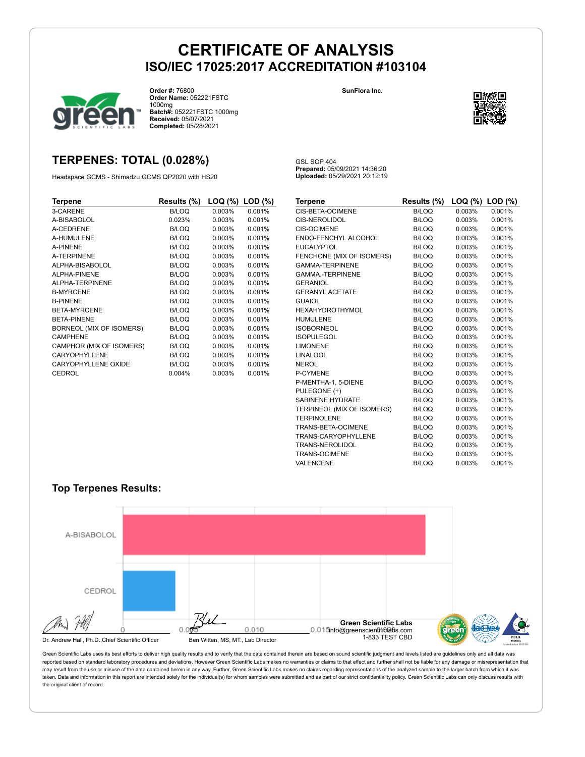# CERTIFICATE OF ANALYSIS
## ISO/IEC 17025:2017 ACCREDITATION #103104

**Order #:** 76800
**Order Name:** 052221FSTC 1000mg
**Batch#:** 052221FSTC 1000mg
**Received:** 05/07/2021
**Completed:** 05/28/2021

**SunFlora Inc.**

## TERPENES: TOTAL (0.028%)

Headspace GCMS - Shimadzu GCMS QP2020 with HS20

GSL SOP 404
**Prepared:** 05/09/2021 14:36:20
**Uploaded:** 05/29/2021 20:12:19

| Terpene | Results (%) | LOQ (%) | LOD (%) |
|---|---|---|---|
| 3-CARENE | B/LOQ | 0.003% | 0.001% |
| A-BISABOLOL | 0.023% | 0.003% | 0.001% |
| A-CEDRENE | B/LOQ | 0.003% | 0.001% |
| A-HUMULENE | B/LOQ | 0.003% | 0.001% |
| A-PINENE | B/LOQ | 0.003% | 0.001% |
| A-TERPINENE | B/LOQ | 0.003% | 0.001% |
| ALPHA-BISABOLOL | B/LOQ | 0.003% | 0.001% |
| ALPHA-PINENE | B/LOQ | 0.003% | 0.001% |
| ALPHA-TERPINENE | B/LOQ | 0.003% | 0.001% |
| B-MYRCENE | B/LOQ | 0.003% | 0.001% |
| B-PINENE | B/LOQ | 0.003% | 0.001% |
| BETA-MYRCENE | B/LOQ | 0.003% | 0.001% |
| BETA-PINENE | B/LOQ | 0.003% | 0.001% |
| BORNEOL (MIX OF ISOMERS) | B/LOQ | 0.003% | 0.001% |
| CAMPHENE | B/LOQ | 0.003% | 0.001% |
| CAMPHOR (MIX OF ISOMERS) | B/LOQ | 0.003% | 0.001% |
| CARYOPHYLLENE | B/LOQ | 0.003% | 0.001% |
| CARYOPHYLLENE OXIDE | B/LOQ | 0.003% | 0.001% |
| CEDROL | 0.004% | 0.003% | 0.001% |
| CIS-BETA-OCIMENE | B/LOQ | 0.003% | 0.001% |
| CIS-NEROLIDOL | B/LOQ | 0.003% | 0.001% |
| CIS-OCIMENE | B/LOQ | 0.003% | 0.001% |
| ENDO-FENCHYL ALCOHOL | B/LOQ | 0.003% | 0.001% |
| EUCALYPTOL | B/LOQ | 0.003% | 0.001% |
| FENCHONE (MIX OF ISOMERS) | B/LOQ | 0.003% | 0.001% |
| GAMMA-TERPINENE | B/LOQ | 0.003% | 0.001% |
| GAMMA.-TERPINENE | B/LOQ | 0.003% | 0.001% |
| GERANIOL | B/LOQ | 0.003% | 0.001% |
| GERANYL ACETATE | B/LOQ | 0.003% | 0.001% |
| GUAIOL | B/LOQ | 0.003% | 0.001% |
| HEXAHYDROTHYMOL | B/LOQ | 0.003% | 0.001% |
| HUMULENE | B/LOQ | 0.003% | 0.001% |
| ISOBORNEOL | B/LOQ | 0.003% | 0.001% |
| ISOPULEGOL | B/LOQ | 0.003% | 0.001% |
| LIMONENE | B/LOQ | 0.003% | 0.001% |
| LINALOOL | B/LOQ | 0.003% | 0.001% |
| NEROL | B/LOQ | 0.003% | 0.001% |
| P-CYMENE | B/LOQ | 0.003% | 0.001% |
| P-MENTHA-1, 5-DIENE | B/LOQ | 0.003% | 0.001% |
| PULEGONE (+) | B/LOQ | 0.003% | 0.001% |
| SABINENE HYDRATE | B/LOQ | 0.003% | 0.001% |
| TERPINEOL (MIX OF ISOMERS) | B/LOQ | 0.003% | 0.001% |
| TERPINOLENE | B/LOQ | 0.003% | 0.001% |
| TRANS-BETA-OCIMENE | B/LOQ | 0.003% | 0.001% |
| TRANS-CARYOPHYLLENE | B/LOQ | 0.003% | 0.001% |
| TRANS-NEROLIDOL | B/LOQ | 0.003% | 0.001% |
| TRANS-OCIMENE | B/LOQ | 0.003% | 0.001% |
| VALENCENE | B/LOQ | 0.003% | 0.001% |

### Top Terpenes Results:

A-BISABOLOL
CEDROL
0
0.005
0.010
0.015
0.020

Dr. Andrew Hall, Ph.D.,Chief Scientific Officer

Ben Witten, MS, MT., Lab Director

**Green Scientific Labs**
info@greenscientificlabs.com
1-833 TEST CBD

Green Scientific Labs uses its best efforts to deliver high quality results and to verify that the data contained therein are based on sound scientific judgment and levels listed are guidelines only and all data was reported based on standard laboratory procedures and deviations. However Green Scientific Labs makes no warranties or claims to that effect and further shall not be liable for any damage or misrepresentation that may result from the use or misuse of the data contained herein in any way. Further, Green Scientific Labs makes no claims regarding representations of the analyzed sample to the larger batch from which it was taken. Data and information in this report are intended solely for the individual(s) for whom samples were submitted and as part of our strict confidentiality policy, Green Scientific Labs can only discuss results with the original client of record.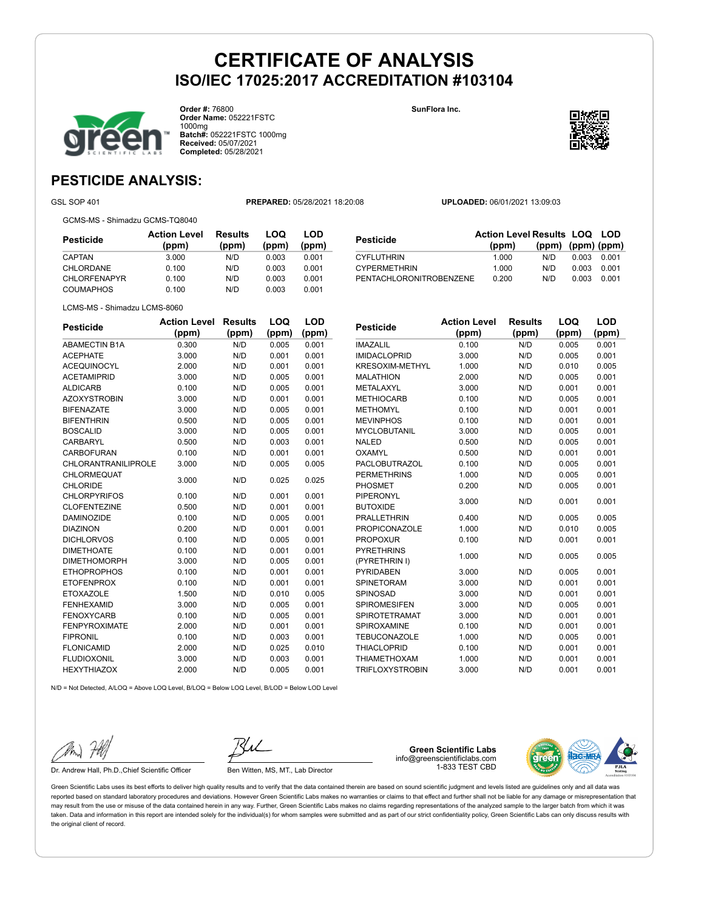# CERTIFICATE OF ANALYSIS

## ISO/IEC 17025:2017 ACCREDITATION #103104

**Order #:** 76800
**Order Name:** 052221FSTC 1000mg
**Batch#:** 052221FSTC 1000mg
**Received:** 05/07/2021
**Completed:** 05/28/2021

**SunFlora Inc.**

## PESTICIDE ANALYSIS:

GSL SOP 401

**PREPARED:** 05/28/2021 18:20:08

**UPLOADED:** 06/01/2021 13:09:03

GCMS-MS - Shimadzu GCMS-TQ8040

| Pesticide | Action Level (ppm) | Results (ppm) | LOQ (ppm) | LOD (ppm) |
|---|---|---|---|---|
| CAPTAN | 3.000 | N/D | 0.003 | 0.001 |
| CHLORDANE | 0.100 | N/D | 0.003 | 0.001 |
| CHLORFENAPYR | 0.100 | N/D | 0.003 | 0.001 |
| COUMAPHOS | 0.100 | N/D | 0.003 | 0.001 |
| CYFLUTHRIN | 1.000 | N/D | 0.003 | 0.001 |
| CYPERMETHRIN | 1.000 | N/D | 0.003 | 0.001 |
| PENTACHLORONITROBENZENE | 0.200 | N/D | 0.003 | 0.001 |

LCMS-MS - Shimadzu LCMS-8060

| Pesticide | Action Level (ppm) | Results (ppm) | LOQ (ppm) | LOD (ppm) |
|---|---|---|---|---|
| ABAMECTIN B1A | 0.300 | N/D | 0.005 | 0.001 |
| ACEPHATE | 3.000 | N/D | 0.001 | 0.001 |
| ACEQUINOCYL | 2.000 | N/D | 0.001 | 0.001 |
| ACETAMIPRID | 3.000 | N/D | 0.005 | 0.001 |
| ALDICARB | 0.100 | N/D | 0.005 | 0.001 |
| AZOXYSTROBIN | 3.000 | N/D | 0.001 | 0.001 |
| BIFENAZATE | 3.000 | N/D | 0.005 | 0.001 |
| BIFENTHRIN | 0.500 | N/D | 0.005 | 0.001 |
| BOSCALID | 3.000 | N/D | 0.005 | 0.001 |
| CARBARYL | 0.500 | N/D | 0.003 | 0.001 |
| CARBOFURAN | 0.100 | N/D | 0.001 | 0.001 |
| CHLORANTRANILIPROLE | 3.000 | N/D | 0.005 | 0.005 |
| CHLORMEQUAT CHLORIDE | 3.000 | N/D | 0.025 | 0.025 |
| CHLORPYRIFOS | 0.100 | N/D | 0.001 | 0.001 |
| CLOFENTEZINE | 0.500 | N/D | 0.001 | 0.001 |
| DAMINOZIDE | 0.100 | N/D | 0.005 | 0.001 |
| DIAZINON | 0.200 | N/D | 0.001 | 0.001 |
| DICHLORVOS | 0.100 | N/D | 0.005 | 0.001 |
| DIMETHOATE | 0.100 | N/D | 0.001 | 0.001 |
| DIMETHOMORPH | 3.000 | N/D | 0.005 | 0.001 |
| ETHOPROPHOS | 0.100 | N/D | 0.001 | 0.001 |
| ETOFENPROX | 0.100 | N/D | 0.001 | 0.001 |
| ETOXAZOLE | 1.500 | N/D | 0.010 | 0.005 |
| FENHEXAMID | 3.000 | N/D | 0.005 | 0.001 |
| FENOXYCARB | 0.100 | N/D | 0.005 | 0.001 |
| FENPYROXIMATE | 2.000 | N/D | 0.001 | 0.001 |
| FIPRONIL | 0.100 | N/D | 0.003 | 0.001 |
| FLONICAMID | 2.000 | N/D | 0.025 | 0.010 |
| FLUDIOXONIL | 3.000 | N/D | 0.003 | 0.001 |
| HEXYTHIAZOX | 2.000 | N/D | 0.005 | 0.001 |
| IMAZALIL | 0.100 | N/D | 0.005 | 0.001 |
| IMIDACLOPRID | 3.000 | N/D | 0.005 | 0.001 |
| KRESOXIM-METHYL | 1.000 | N/D | 0.010 | 0.005 |
| MALATHION | 2.000 | N/D | 0.005 | 0.001 |
| METALAXYL | 3.000 | N/D | 0.001 | 0.001 |
| METHIOCARB | 0.100 | N/D | 0.005 | 0.001 |
| METHOMYL | 0.100 | N/D | 0.001 | 0.001 |
| MEVINPHOS | 0.100 | N/D | 0.001 | 0.001 |
| MYCLOBUTANIL | 3.000 | N/D | 0.005 | 0.001 |
| NALED | 0.500 | N/D | 0.005 | 0.001 |
| OXAMYL | 0.500 | N/D | 0.001 | 0.001 |
| PACLOBUTRAZOL | 0.100 | N/D | 0.005 | 0.001 |
| PERMETHRINS | 1.000 | N/D | 0.005 | 0.001 |
| PHOSMET | 0.200 | N/D | 0.005 | 0.001 |
| PIPERONYL BUTOXIDE | 3.000 | N/D | 0.001 | 0.001 |
| PRALLETHRIN | 0.400 | N/D | 0.005 | 0.005 |
| PROPICONAZOLE | 1.000 | N/D | 0.010 | 0.005 |
| PROPOXUR | 0.100 | N/D | 0.001 | 0.001 |
| PYRETHRINS (PYRETHRIN I) | 1.000 | N/D | 0.005 | 0.005 |
| PYRIDABEN | 3.000 | N/D | 0.005 | 0.001 |
| SPINETORAM | 3.000 | N/D | 0.001 | 0.001 |
| SPINOSAD | 3.000 | N/D | 0.001 | 0.001 |
| SPIROMESIFEN | 3.000 | N/D | 0.005 | 0.001 |
| SPIROTETRAMAT | 3.000 | N/D | 0.001 | 0.001 |
| SPIROXAMINE | 0.100 | N/D | 0.001 | 0.001 |
| TEBUCONAZOLE | 1.000 | N/D | 0.005 | 0.001 |
| THIACLOPRID | 0.100 | N/D | 0.001 | 0.001 |
| THIAMETHOXAM | 1.000 | N/D | 0.001 | 0.001 |
| TRIFLOXYSTROBIN | 3.000 | N/D | 0.001 | 0.001 |

N/D = Not Detected, A/LOQ = Above LOQ Level, B/LOQ = Below LOQ Level, B/LOD = Below LOD Level

Dr. Andrew Hall, Ph.D.,Chief Scientific Officer

Ben Witten, MS, MT., Lab Director

**Green Scientific Labs**
info@greenscientificlabs.com
1-833 TEST CBD

Green Scientific Labs uses its best efforts to deliver high quality results and to verify that the data contained therein are based on sound scientific judgment and levels listed are guidelines only and all data was reported based on standard laboratory procedures and deviations. However Green Scientific Labs makes no warranties or claims to that effect and further shall not be liable for any damage or misrepresentation that may result from the use or misuse of the data contained herein in any way. Further, Green Scientific Labs makes no claims regarding representations of the analyzed sample to the larger batch from which it was taken. Data and information in this report are intended solely for the individual(s) for whom samples were submitted and as part of our strict confidentiality policy, Green Scientific Labs can only discuss results with the original client of record.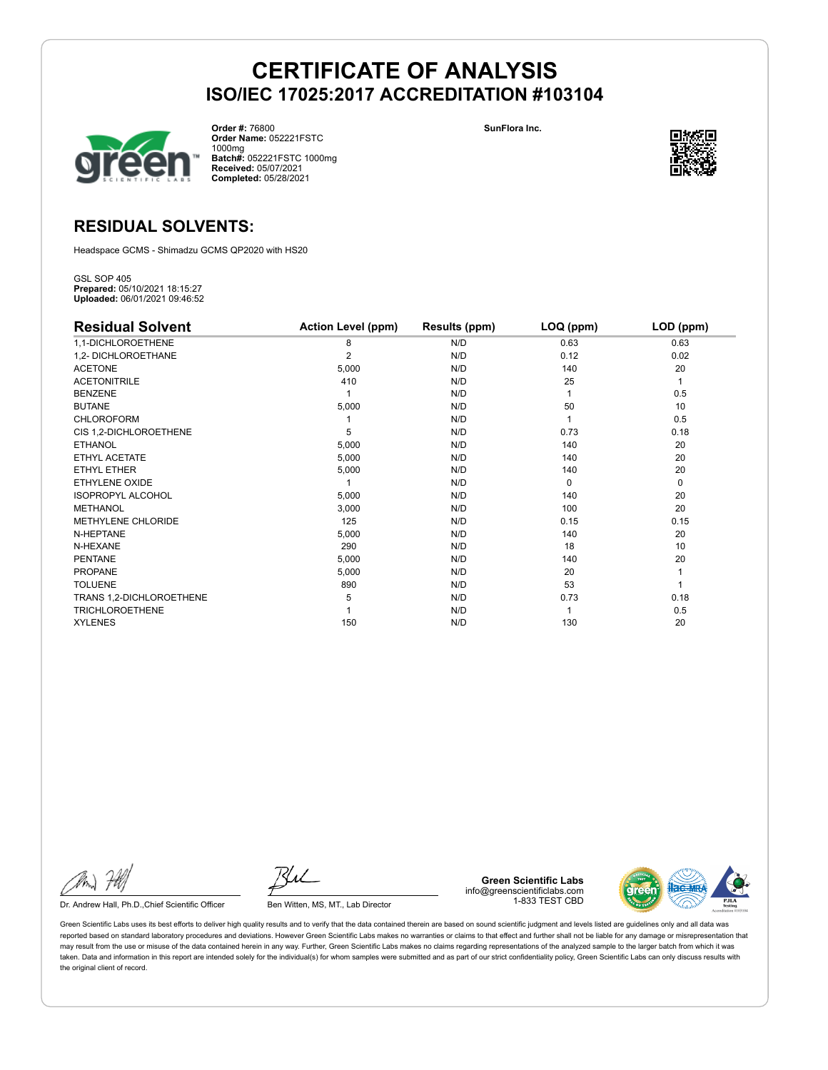# CERTIFICATE OF ANALYSIS

## ISO/IEC 17025:2017 ACCREDITATION #103104

**Order #:** 76800
**Order Name:** 052221FSTC 1000mg
**Batch#:** 052221FSTC 1000mg
**Received:** 05/07/2021
**Completed:** 05/28/2021

**SunFlora Inc.**

## RESIDUAL SOLVENTS:

Headspace GCMS - Shimadzu GCMS QP2020 with HS20

GSL SOP 405
**Prepared:** 05/10/2021 18:15:27
**Uploaded:** 06/01/2021 09:46:52

| Residual Solvent | Action Level (ppm) | Results (ppm) | LOQ (ppm) | LOD (ppm) |
|---|---|---|---|---|
| 1,1-DICHLOROETHENE | 8 | N/D | 0.63 | 0.63 |
| 1,2- DICHLOROETHANE | 2 | N/D | 0.12 | 0.02 |
| ACETONE | 5,000 | N/D | 140 | 20 |
| ACETONITRILE | 410 | N/D | 25 | 1 |
| BENZENE | 1 | N/D | 1 | 0.5 |
| BUTANE | 5,000 | N/D | 50 | 10 |
| CHLOROFORM | 1 | N/D | 1 | 0.5 |
| CIS 1,2-DICHLOROETHENE | 5 | N/D | 0.73 | 0.18 |
| ETHANOL | 5,000 | N/D | 140 | 20 |
| ETHYL ACETATE | 5,000 | N/D | 140 | 20 |
| ETHYL ETHER | 5,000 | N/D | 140 | 20 |
| ETHYLENE OXIDE | 1 | N/D | 0 | 0 |
| ISOPROPYL ALCOHOL | 5,000 | N/D | 140 | 20 |
| METHANOL | 3,000 | N/D | 100 | 20 |
| METHYLENE CHLORIDE | 125 | N/D | 0.15 | 0.15 |
| N-HEPTANE | 5,000 | N/D | 140 | 20 |
| N-HEXANE | 290 | N/D | 18 | 10 |
| PENTANE | 5,000 | N/D | 140 | 20 |
| PROPANE | 5,000 | N/D | 20 | 1 |
| TOLUENE | 890 | N/D | 53 | 1 |
| TRANS 1,2-DICHLOROETHENE | 5 | N/D | 0.73 | 0.18 |
| TRICHLOROETHENE | 1 | N/D | 1 | 0.5 |
| XYLENES | 150 | N/D | 130 | 20 |

Dr. Andrew Hall, Ph.D.,Chief Scientific Officer

Ben Witten, MS, MT., Lab Director

**Green Scientific Labs**
info@greenscientificlabs.com
1-833 TEST CBD

Green Scientific Labs uses its best efforts to deliver high quality results and to verify that the data contained therein are based on sound scientific judgment and levels listed are guidelines only and all data was reported based on standard laboratory procedures and deviations. However Green Scientific Labs makes no warranties or claims to that effect and further shall not be liable for any damage or misrepresentation that may result from the use or misuse of the data contained herein in any way. Further, Green Scientific Labs makes no claims regarding representations of the analyzed sample to the larger batch from which it was taken. Data and information in this report are intended solely for the individual(s) for whom samples were submitted and as part of our strict confidentiality policy, Green Scientific Labs can only discuss results with the original client of record.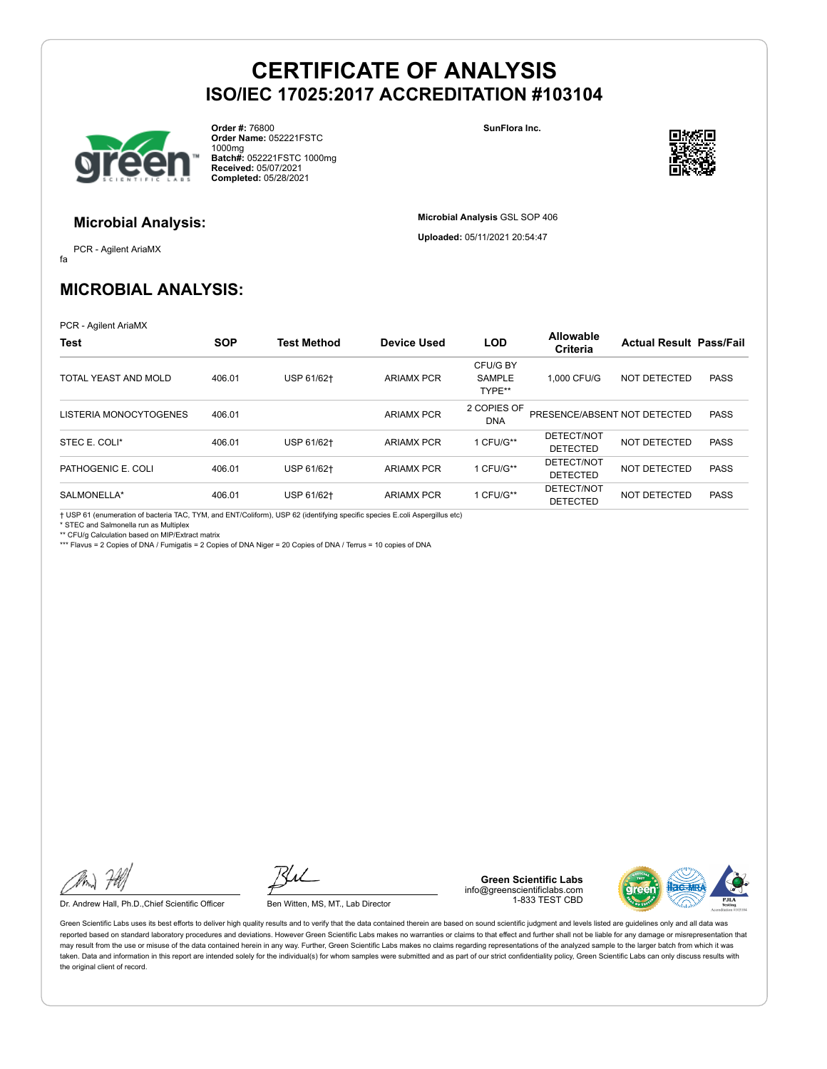# CERTIFICATE OF ANALYSIS
## ISO/IEC 17025:2017 ACCREDITATION #103104

**Order #:** 76800
**Order Name:** 052221FSTC 1000mg
**Batch#:** 052221FSTC 1000mg
**Received:** 05/07/2021
**Completed:** 05/28/2021

**SunFlora Inc.**

### Microbial Analysis:

PCR - Agilent AriaMX

fa

**Microbial Analysis** GSL SOP 406

**Uploaded:** 05/11/2021 20:54:47

## MICROBIAL ANALYSIS:

PCR - Agilent AriaMX

| Test | SOP | Test Method | Device Used | LOD | Allowable Criteria | Actual Result | Pass/Fail |
|---|---|---|---|---|---|---|---|
| TOTAL YEAST AND MOLD | 406.01 | USP 61/62† | ARIAMX PCR | CFU/G BY SAMPLE TYPE** | 1,000 CFU/G | NOT DETECTED | PASS |
| LISTERIA MONOCYTOGENES | 406.01 | | ARIAMX PCR | 2 COPIES OF DNA | PRESENCE/ABSENT | NOT DETECTED | PASS |
| STEC E. COLI* | 406.01 | USP 61/62† | ARIAMX PCR | 1 CFU/G** | DETECT/NOT DETECTED | NOT DETECTED | PASS |
| PATHOGENIC E. COLI | 406.01 | USP 61/62† | ARIAMX PCR | 1 CFU/G** | DETECT/NOT DETECTED | NOT DETECTED | PASS |
| SALMONELLA* | 406.01 | USP 61/62† | ARIAMX PCR | 1 CFU/G** | DETECT/NOT DETECTED | NOT DETECTED | PASS |

† USP 61 (enumeration of bacteria TAC, TYM, and ENT/Coliform), USP 62 (identifying specific species E.coli Aspergillus etc)
* STEC and Salmonella run as Multiplex
** CFU/g Calculation based on MIP/Extract matrix
*** Flavus = 2 Copies of DNA / Fumigatis = 2 Copies of DNA Niger = 20 Copies of DNA / Terrus = 10 copies of DNA

Dr. Andrew Hall, Ph.D.,Chief Scientific Officer

Ben Witten, MS, MT., Lab Director

**Green Scientific Labs**
info@greenscientificlabs.com
1-833 TEST CBD

Green Scientific Labs uses its best efforts to deliver high quality results and to verify that the data contained therein are based on sound scientific judgment and levels listed are guidelines only and all data was reported based on standard laboratory procedures and deviations. However Green Scientific Labs makes no warranties or claims to that effect and further shall not be liable for any damage or misrepresentation that may result from the use or misuse of the data contained herein in any way. Further, Green Scientific Labs makes no claims regarding representations of the analyzed sample to the larger batch from which it was taken. Data and information in this report are intended solely for the individual(s) for whom samples were submitted and as part of our strict confidentiality policy, Green Scientific Labs can only discuss results with the original client of record.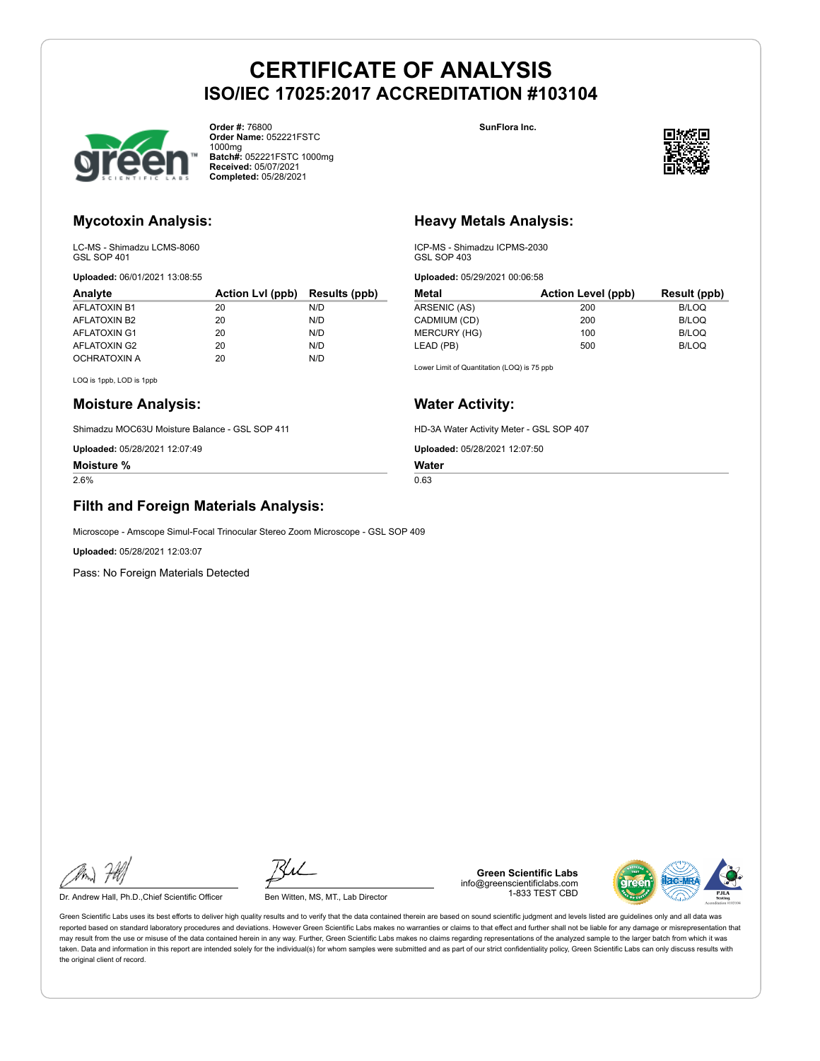# CERTIFICATE OF ANALYSIS
## ISO/IEC 17025:2017 ACCREDITATION #103104

**Order #:** 76800
**Order Name:** 052221FSTC 1000mg
**Batch#:** 052221FSTC 1000mg
**Received:** 05/07/2021
**Completed:** 05/28/2021

**SunFlora Inc.**

### Mycotoxin Analysis:

LC-MS - Shimadzu LCMS-8060
GSL SOP 401

**Uploaded:** 06/01/2021 13:08:55

| Analyte | Action Lvl (ppb) | Results (ppb) |
|---|---|---|
| AFLATOXIN B1 | 20 | N/D |
| AFLATOXIN B2 | 20 | N/D |
| AFLATOXIN G1 | 20 | N/D |
| AFLATOXIN G2 | 20 | N/D |
| OCHRATOXIN A | 20 | N/D |

LOQ is 1ppb, LOD is 1ppb

### Heavy Metals Analysis:

ICP-MS - Shimadzu ICPMS-2030
GSL SOP 403

**Uploaded:** 05/29/2021 00:06:58

| Metal | Action Level (ppb) | Result (ppb) |
|---|---|---|
| ARSENIC (AS) | 200 | B/LOQ |
| CADMIUM (CD) | 200 | B/LOQ |
| MERCURY (HG) | 100 | B/LOQ |
| LEAD (PB) | 500 | B/LOQ |

Lower Limit of Quantitation (LOQ) is 75 ppb

### Moisture Analysis:

Shimadzu MOC63U Moisture Balance - GSL SOP 411

**Uploaded:** 05/28/2021 12:07:49

| Moisture % |
|---|
| 2.6% |

### Water Activity:

HD-3A Water Activity Meter - GSL SOP 407

**Uploaded:** 05/28/2021 12:07:50

| Water |
|---|
| 0.63 |

### Filth and Foreign Materials Analysis:

Microscope - Amscope Simul-Focal Trinocular Stereo Zoom Microscope - GSL SOP 409

**Uploaded:** 05/28/2021 12:03:07

Pass: No Foreign Materials Detected

Dr. Andrew Hall, Ph.D.,Chief Scientific Officer

Ben Witten, MS, MT., Lab Director

**Green Scientific Labs**
info@greenscientificlabs.com
1-833 TEST CBD

Green Scientific Labs uses its best efforts to deliver high quality results and to verify that the data contained therein are based on sound scientific judgment and levels listed are guidelines only and all data was reported based on standard laboratory procedures and deviations. However Green Scientific Labs makes no warranties or claims to that effect and further shall not be liable for any damage or misrepresentation that may result from the use or misuse of the data contained herein in any way. Further, Green Scientific Labs makes no claims regarding representations of the analyzed sample to the larger batch from which it was taken. Data and information in this report are intended solely for the individual(s) for whom samples were submitted and as part of our strict confidentiality policy, Green Scientific Labs can only discuss results with the original client of record.